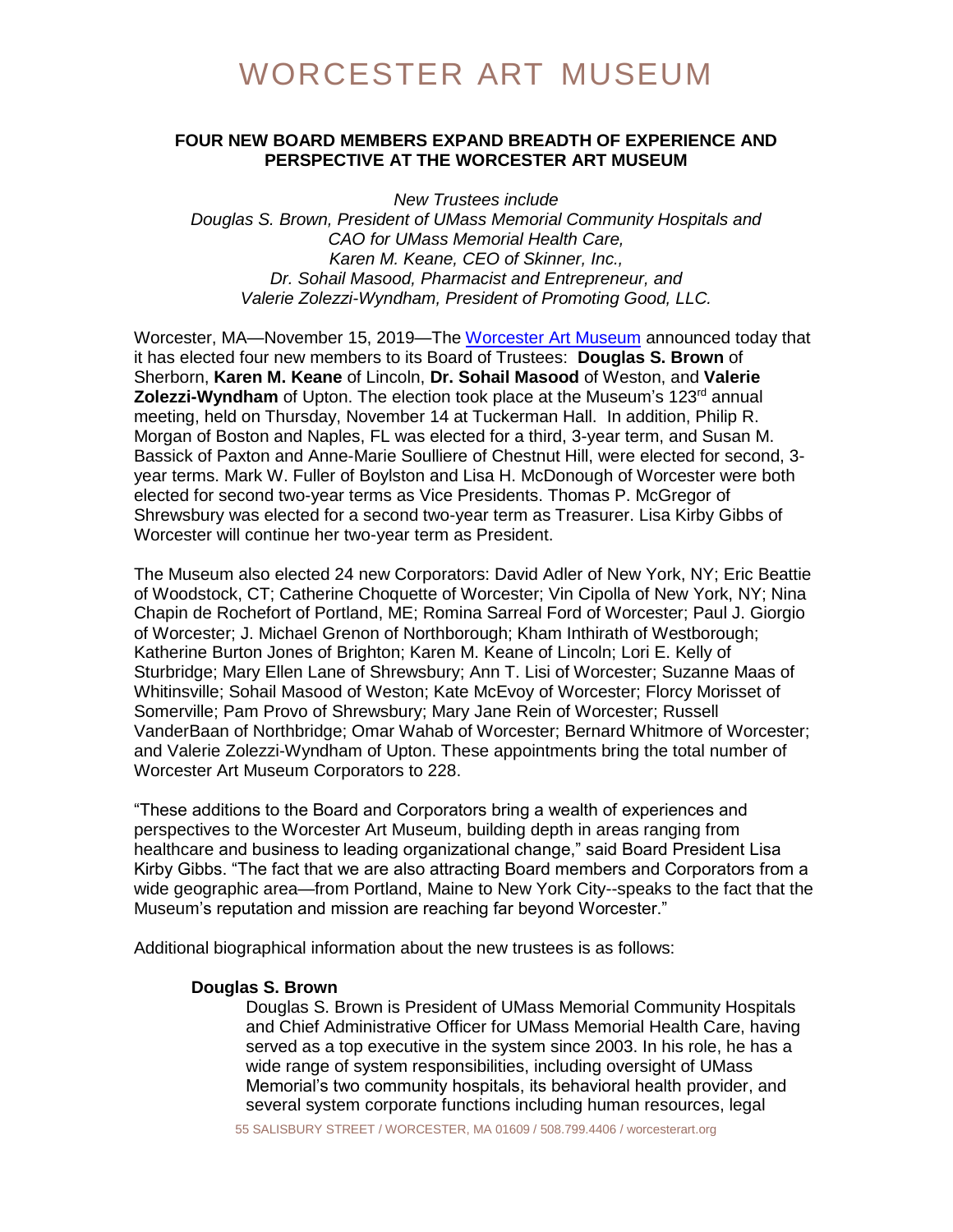# WORCESTER ART MUSEUM

## FOUR NEW BOARD MEMBERS EXPAND BREADTH OF EXPERIENCE AND PERSPECTIVE AT THE WORCESTER ART MUSEUM

*New Trustees include*
*Douglas S. Brown, President of UMass Memorial Community Hospitals and CAO for UMass Memorial Health Care,*
*Karen M. Keane, CEO of Skinner, Inc.,*
*Dr. Sohail Masood, Pharmacist and Entrepreneur, and*
*Valerie Zolezzi-Wyndham, President of Promoting Good, LLC.*

Worcester, MA—November 15, 2019—The Worcester Art Museum announced today that it has elected four new members to its Board of Trustees: **Douglas S. Brown** of Sherborn, **Karen M. Keane** of Lincoln, **Dr. Sohail Masood** of Weston, and **Valerie Zolezzi-Wyndham** of Upton. The election took place at the Museum's 123rd annual meeting, held on Thursday, November 14 at Tuckerman Hall. In addition, Philip R. Morgan of Boston and Naples, FL was elected for a third, 3-year term, and Susan M. Bassick of Paxton and Anne-Marie Soulliere of Chestnut Hill, were elected for second, 3-year terms. Mark W. Fuller of Boylston and Lisa H. McDonough of Worcester were both elected for second two-year terms as Vice Presidents. Thomas P. McGregor of Shrewsbury was elected for a second two-year term as Treasurer. Lisa Kirby Gibbs of Worcester will continue her two-year term as President.

The Museum also elected 24 new Corporators: David Adler of New York, NY; Eric Beattie of Woodstock, CT; Catherine Choquette of Worcester; Vin Cipolla of New York, NY; Nina Chapin de Rochefort of Portland, ME; Romina Sarreal Ford of Worcester; Paul J. Giorgio of Worcester; J. Michael Grenon of Northborough; Kham Inthirath of Westborough; Katherine Burton Jones of Brighton; Karen M. Keane of Lincoln; Lori E. Kelly of Sturbridge; Mary Ellen Lane of Shrewsbury; Ann T. Lisi of Worcester; Suzanne Maas of Whitinsville; Sohail Masood of Weston; Kate McEvoy of Worcester; Florcy Morisset of Somerville; Pam Provo of Shrewsbury; Mary Jane Rein of Worcester; Russell VanderBaan of Northbridge; Omar Wahab of Worcester; Bernard Whitmore of Worcester; and Valerie Zolezzi-Wyndham of Upton. These appointments bring the total number of Worcester Art Museum Corporators to 228.

"These additions to the Board and Corporators bring a wealth of experiences and perspectives to the Worcester Art Museum, building depth in areas ranging from healthcare and business to leading organizational change," said Board President Lisa Kirby Gibbs. "The fact that we are also attracting Board members and Corporators from a wide geographic area—from Portland, Maine to New York City--speaks to the fact that the Museum's reputation and mission are reaching far beyond Worcester."

Additional biographical information about the new trustees is as follows:

**Douglas S. Brown**

Douglas S. Brown is President of UMass Memorial Community Hospitals and Chief Administrative Officer for UMass Memorial Health Care, having served as a top executive in the system since 2003. In his role, he has a wide range of system responsibilities, including oversight of UMass Memorial's two community hospitals, its behavioral health provider, and several system corporate functions including human resources, legal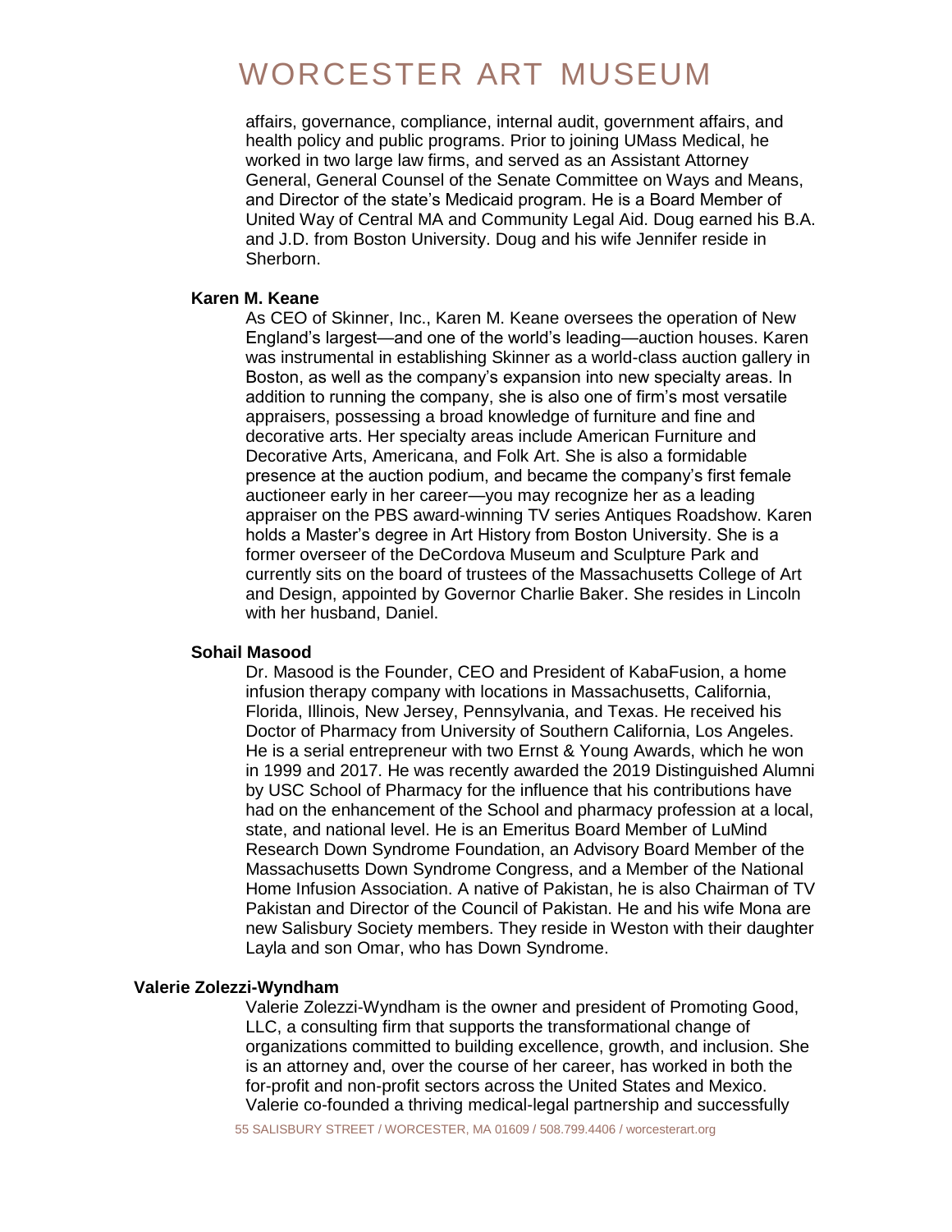affairs, governance, compliance, internal audit, government affairs, and health policy and public programs. Prior to joining UMass Medical, he worked in two large law firms, and served as an Assistant Attorney General, General Counsel of the Senate Committee on Ways and Means, and Director of the state's Medicaid program. He is a Board Member of United Way of Central MA and Community Legal Aid. Doug earned his B.A. and J.D. from Boston University. Doug and his wife Jennifer reside in Sherborn.

**Karen M. Keane**

As CEO of Skinner, Inc., Karen M. Keane oversees the operation of New England's largest—and one of the world's leading—auction houses. Karen was instrumental in establishing Skinner as a world-class auction gallery in Boston, as well as the company's expansion into new specialty areas. In addition to running the company, she is also one of firm's most versatile appraisers, possessing a broad knowledge of furniture and fine and decorative arts. Her specialty areas include American Furniture and Decorative Arts, Americana, and Folk Art. She is also a formidable presence at the auction podium, and became the company's first female auctioneer early in her career—you may recognize her as a leading appraiser on the PBS award-winning TV series Antiques Roadshow. Karen holds a Master's degree in Art History from Boston University. She is a former overseer of the DeCordova Museum and Sculpture Park and currently sits on the board of trustees of the Massachusetts College of Art and Design, appointed by Governor Charlie Baker. She resides in Lincoln with her husband, Daniel.

**Sohail Masood**

Dr. Masood is the Founder, CEO and President of KabaFusion, a home infusion therapy company with locations in Massachusetts, California, Florida, Illinois, New Jersey, Pennsylvania, and Texas. He received his Doctor of Pharmacy from University of Southern California, Los Angeles. He is a serial entrepreneur with two Ernst & Young Awards, which he won in 1999 and 2017. He was recently awarded the 2019 Distinguished Alumni by USC School of Pharmacy for the influence that his contributions have had on the enhancement of the School and pharmacy profession at a local, state, and national level. He is an Emeritus Board Member of LuMind Research Down Syndrome Foundation, an Advisory Board Member of the Massachusetts Down Syndrome Congress, and a Member of the National Home Infusion Association. A native of Pakistan, he is also Chairman of TV Pakistan and Director of the Council of Pakistan. He and his wife Mona are new Salisbury Society members. They reside in Weston with their daughter Layla and son Omar, who has Down Syndrome.

**Valerie Zolezzi-Wyndham**

Valerie Zolezzi-Wyndham is the owner and president of Promoting Good, LLC, a consulting firm that supports the transformational change of organizations committed to building excellence, growth, and inclusion. She is an attorney and, over the course of her career, has worked in both the for-profit and non-profit sectors across the United States and Mexico. Valerie co-founded a thriving medical-legal partnership and successfully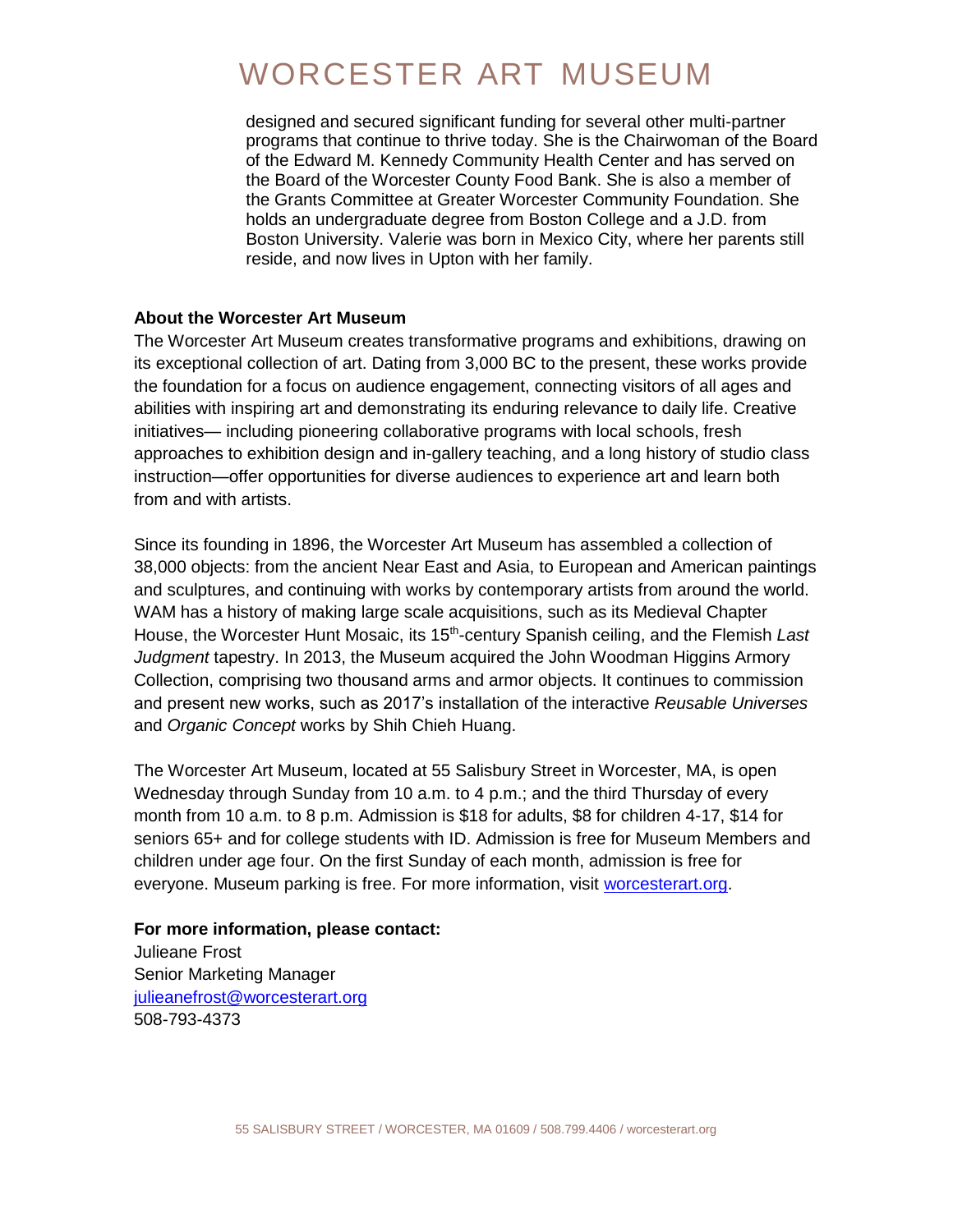designed and secured significant funding for several other multi-partner programs that continue to thrive today. She is the Chairwoman of the Board of the Edward M. Kennedy Community Health Center and has served on the Board of the Worcester County Food Bank. She is also a member of the Grants Committee at Greater Worcester Community Foundation. She holds an undergraduate degree from Boston College and a J.D. from Boston University. Valerie was born in Mexico City, where her parents still reside, and now lives in Upton with her family.

**About the Worcester Art Museum**

The Worcester Art Museum creates transformative programs and exhibitions, drawing on its exceptional collection of art. Dating from 3,000 BC to the present, these works provide the foundation for a focus on audience engagement, connecting visitors of all ages and abilities with inspiring art and demonstrating its enduring relevance to daily life. Creative initiatives— including pioneering collaborative programs with local schools, fresh approaches to exhibition design and in-gallery teaching, and a long history of studio class instruction—offer opportunities for diverse audiences to experience art and learn both from and with artists.

Since its founding in 1896, the Worcester Art Museum has assembled a collection of 38,000 objects: from the ancient Near East and Asia, to European and American paintings and sculptures, and continuing with works by contemporary artists from around the world. WAM has a history of making large scale acquisitions, such as its Medieval Chapter House, the Worcester Hunt Mosaic, its 15th-century Spanish ceiling, and the Flemish *Last Judgment* tapestry. In 2013, the Museum acquired the John Woodman Higgins Armory Collection, comprising two thousand arms and armor objects. It continues to commission and present new works, such as 2017's installation of the interactive *Reusable Universes* and *Organic Concept* works by Shih Chieh Huang.

The Worcester Art Museum, located at 55 Salisbury Street in Worcester, MA, is open Wednesday through Sunday from 10 a.m. to 4 p.m.; and the third Thursday of every month from 10 a.m. to 8 p.m. Admission is $18 for adults, $8 for children 4-17, $14 for seniors 65+ and for college students with ID. Admission is free for Museum Members and children under age four. On the first Sunday of each month, admission is free for everyone. Museum parking is free. For more information, visit [worcesterart.org](worcesterart.org).

**For more information, please contact:**

Julieane Frost
Senior Marketing Manager
[julieanefrost@worcesterart.org](mailto:julieanefrost@worcesterart.org)
508-793-4373